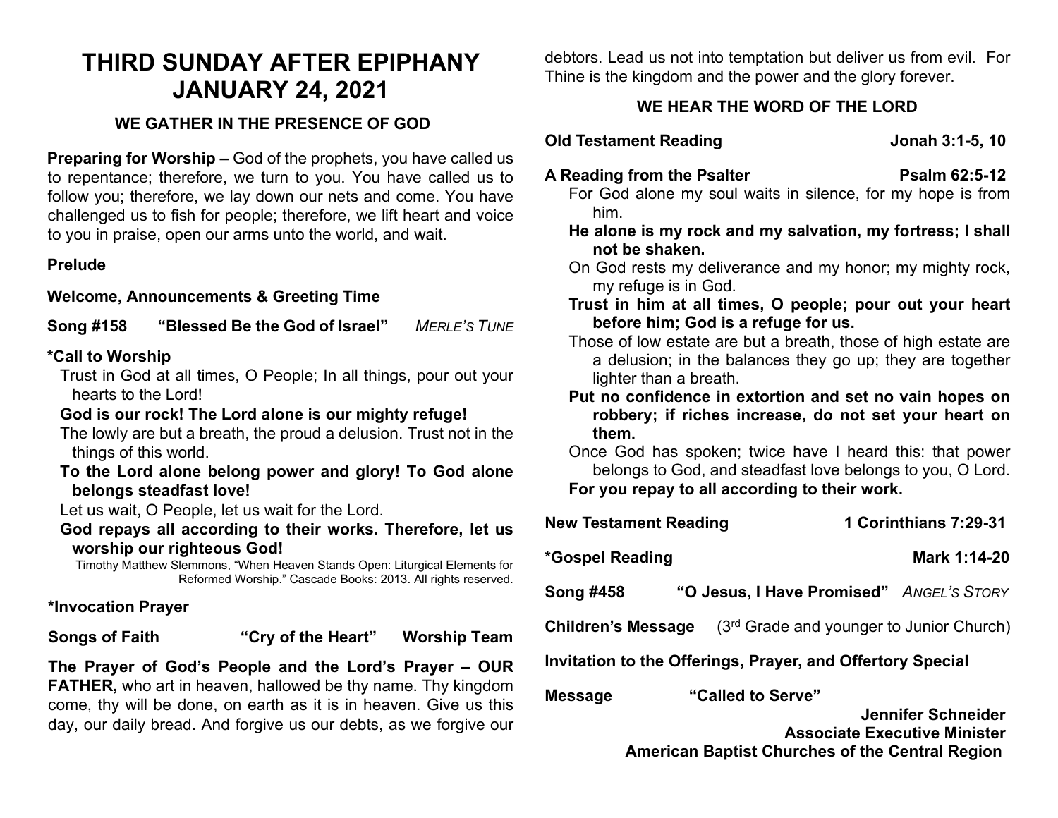# THIRD SUNDAY AFTER EPIPHANY
# JANUARY 24, 2021

### WE GATHER IN THE PRESENCE OF GOD

**Preparing for Worship –** God of the prophets, you have called us to repentance; therefore, we turn to you. You have called us to follow you; therefore, we lay down our nets and come. You have challenged us to fish for people; therefore, we lift heart and voice to you in praise, open our arms unto the world, and wait.

**Prelude**

**Welcome, Announcements & Greeting Time**

**Song #158 "Blessed Be the God of Israel"** *MERLE'S TUNE*

**\*Call to Worship**

Trust in God at all times, O People; In all things, pour out your hearts to the Lord!

**God is our rock! The Lord alone is our mighty refuge!**

The lowly are but a breath, the proud a delusion. Trust not in the things of this world.

**To the Lord alone belong power and glory! To God alone belongs steadfast love!**

Let us wait, O People, let us wait for the Lord.

**God repays all according to their works. Therefore, let us worship our righteous God!**

Timothy Matthew Slemmons, "When Heaven Stands Open: Liturgical Elements for Reformed Worship." Cascade Books: 2013. All rights reserved.

**\*Invocation Prayer**

**Songs of Faith "Cry of the Heart" Worship Team**

**The Prayer of God's People and the Lord's Prayer – OUR FATHER,** who art in heaven, hallowed be thy name. Thy kingdom come, thy will be done, on earth as it is in heaven. Give us this day, our daily bread. And forgive us our debts, as we forgive our debtors. Lead us not into temptation but deliver us from evil. For Thine is the kingdom and the power and the glory forever.

### WE HEAR THE WORD OF THE LORD

**Old Testament Reading Jonah 3:1-5, 10**

**A Reading from the Psalter Psalm 62:5-12**

For God alone my soul waits in silence, for my hope is from him.

**He alone is my rock and my salvation, my fortress; I shall not be shaken.**

On God rests my deliverance and my honor; my mighty rock, my refuge is in God.

**Trust in him at all times, O people; pour out your heart before him; God is a refuge for us.**

Those of low estate are but a breath, those of high estate are a delusion; in the balances they go up; they are together lighter than a breath.

**Put no confidence in extortion and set no vain hopes on robbery; if riches increase, do not set your heart on them.**

Once God has spoken; twice have I heard this: that power belongs to God, and steadfast love belongs to you, O Lord.

**For you repay to all according to their work.**

**New Testament Reading 1 Corinthians 7:29-31**

**\*Gospel Reading Mark 1:14-20**

**Song #458 "O Jesus, I Have Promised"** *ANGEL'S STORY*

**Children's Message** (3rd Grade and younger to Junior Church)

**Invitation to the Offerings, Prayer, and Offertory Special**

**Message "Called to Serve"**

**Jennifer Schneider**
**Associate Executive Minister**
**American Baptist Churches of the Central Region**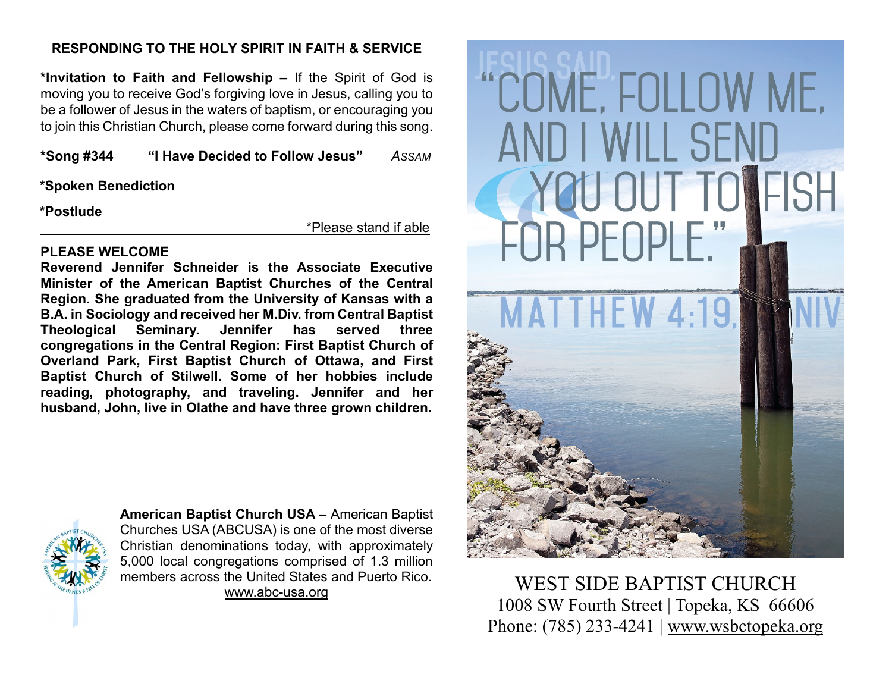## RESPONDING TO THE HOLY SPIRIT IN FAITH & SERVICE

**\*Invitation to Faith and Fellowship –** If the Spirit of God is moving you to receive God's forgiving love in Jesus, calling you to be a follower of Jesus in the waters of baptism, or encouraging you to join this Christian Church, please come forward during this song.

**\*Song #344 "I Have Decided to Follow Jesus"** *ASSAM*

**\*Spoken Benediction**

**\*Postlude**

\*Please stand if able

**PLEASE WELCOME**

**Reverend Jennifer Schneider is the Associate Executive Minister of the American Baptist Churches of the Central Region. She graduated from the University of Kansas with a B.A. in Sociology and received her M.Div. from Central Baptist Theological Seminary. Jennifer has served three congregations in the Central Region: First Baptist Church of Overland Park, First Baptist Church of Ottawa, and First Baptist Church of Stilwell. Some of her hobbies include reading, photography, and traveling. Jennifer and her husband, John, live in Olathe and have three grown children.**

**American Baptist Church USA –** American Baptist Churches USA (ABCUSA) is one of the most diverse Christian denominations today, with approximately 5,000 local congregations comprised of 1.3 million members across the United States and Puerto Rico.
www.abc-usa.org

JESUS SAID, "COME, FOLLOW ME, AND I WILL SEND YOU OUT TO FISH FOR PEOPLE."
MATTHEW 4:19, NIV

WEST SIDE BAPTIST CHURCH
1008 SW Fourth Street | Topeka, KS 66606
Phone: (785) 233-4241 | www.wsbctopeka.org